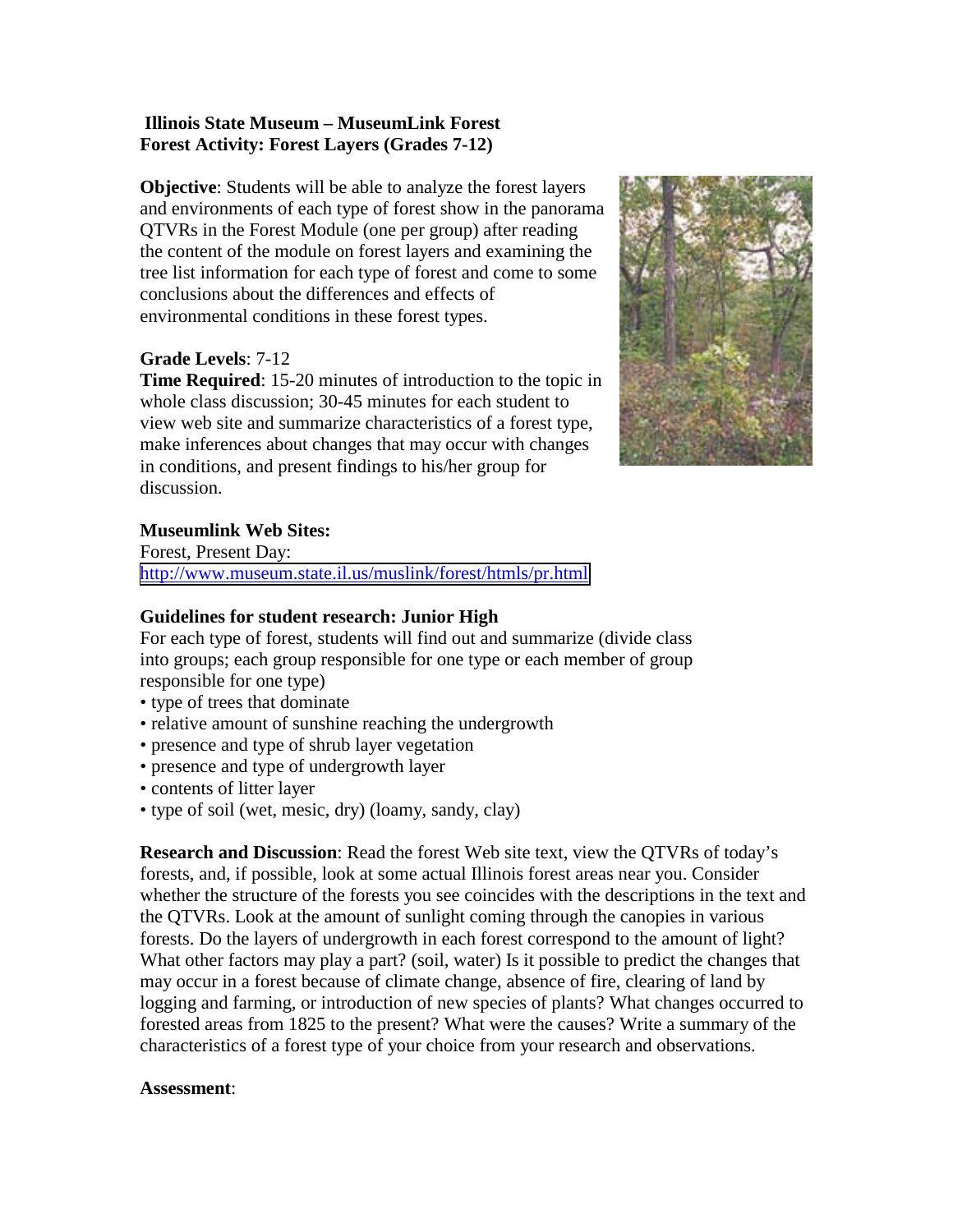**Illinois State Museum – MuseumLink Forest**
**Forest Activity: Forest Layers (Grades 7-12)**

**Objective**: Students will be able to analyze the forest layers and environments of each type of forest show in the panorama QTVRs in the Forest Module (one per group) after reading the content of the module on forest layers and examining the tree list information for each type of forest and come to some conclusions about the differences and effects of environmental conditions in these forest types.

**Grade Levels**: 7-12
**Time Required**: 15-20 minutes of introduction to the topic in whole class discussion; 30-45 minutes for each student to view web site and summarize characteristics of a forest type, make inferences about changes that may occur with changes in conditions, and present findings to his/her group for discussion.

**Museumlink Web Sites:**
Forest, Present Day:
http://www.museum.state.il.us/muslink/forest/htmls/pr.html

**Guidelines for student research: Junior High**
For each type of forest, students will find out and summarize (divide class into groups; each group responsible for one type or each member of group responsible for one type)

- type of trees that dominate
- relative amount of sunshine reaching the undergrowth
- presence and type of shrub layer vegetation
- presence and type of undergrowth layer
- contents of litter layer
- type of soil (wet, mesic, dry) (loamy, sandy, clay)

**Research and Discussion**: Read the forest Web site text, view the QTVRs of today's forests, and, if possible, look at some actual Illinois forest areas near you. Consider whether the structure of the forests you see coincides with the descriptions in the text and the QTVRs. Look at the amount of sunlight coming through the canopies in various forests. Do the layers of undergrowth in each forest correspond to the amount of light? What other factors may play a part? (soil, water) Is it possible to predict the changes that may occur in a forest because of climate change, absence of fire, clearing of land by logging and farming, or introduction of new species of plants? What changes occurred to forested areas from 1825 to the present? What were the causes? Write a summary of the characteristics of a forest type of your choice from your research and observations.

**Assessment**: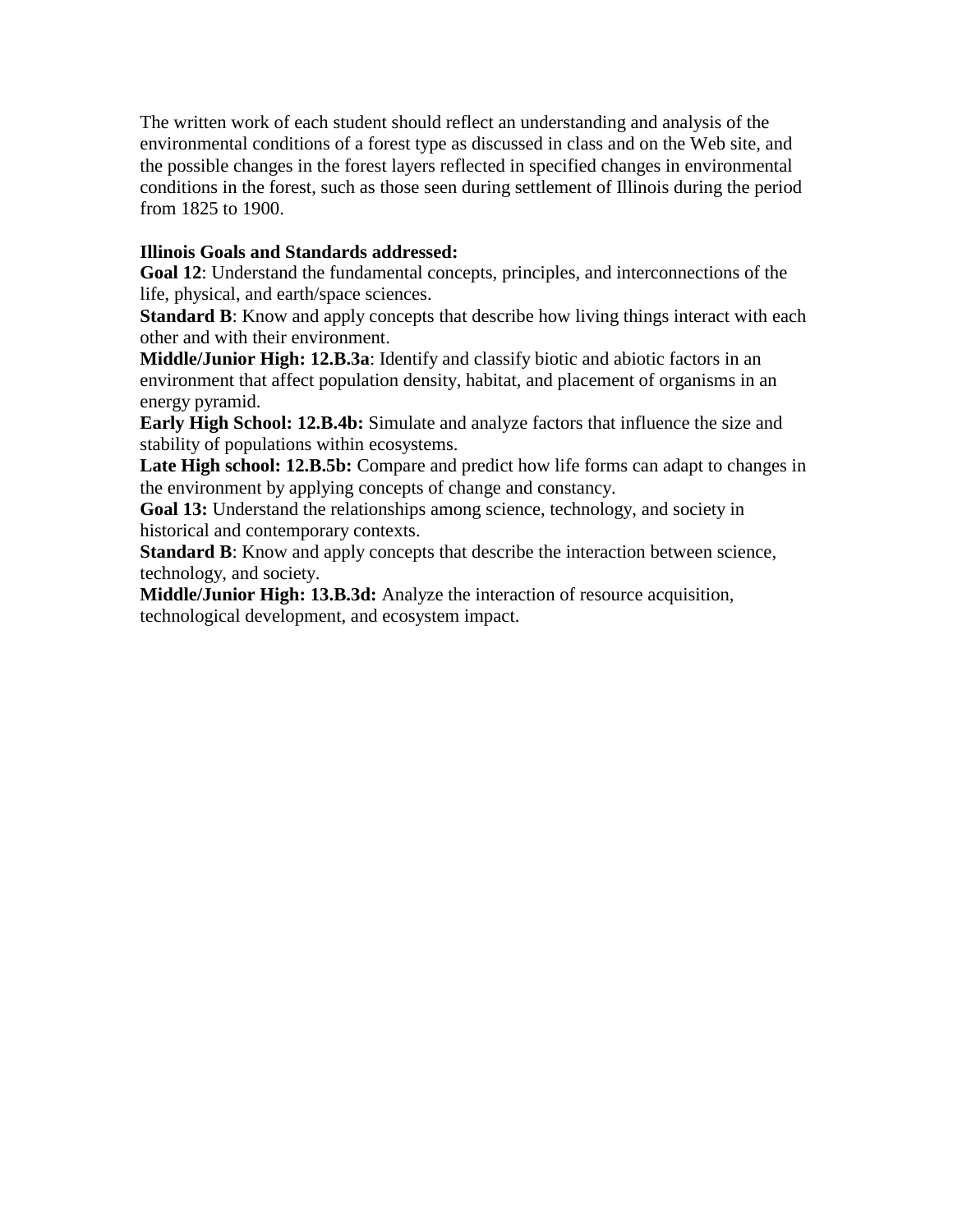The written work of each student should reflect an understanding and analysis of the environmental conditions of a forest type as discussed in class and on the Web site, and the possible changes in the forest layers reflected in specified changes in environmental conditions in the forest, such as those seen during settlement of Illinois during the period from 1825 to 1900.

**Illinois Goals and Standards addressed:**

**Goal 12**: Understand the fundamental concepts, principles, and interconnections of the life, physical, and earth/space sciences.

**Standard B**: Know and apply concepts that describe how living things interact with each other and with their environment.

**Middle/Junior High: 12.B.3a**: Identify and classify biotic and abiotic factors in an environment that affect population density, habitat, and placement of organisms in an energy pyramid.

**Early High School: 12.B.4b:** Simulate and analyze factors that influence the size and stability of populations within ecosystems.

**Late High school: 12.B.5b:** Compare and predict how life forms can adapt to changes in the environment by applying concepts of change and constancy.

**Goal 13:** Understand the relationships among science, technology, and society in historical and contemporary contexts.

**Standard B**: Know and apply concepts that describe the interaction between science, technology, and society.

**Middle/Junior High: 13.B.3d:** Analyze the interaction of resource acquisition, technological development, and ecosystem impact.